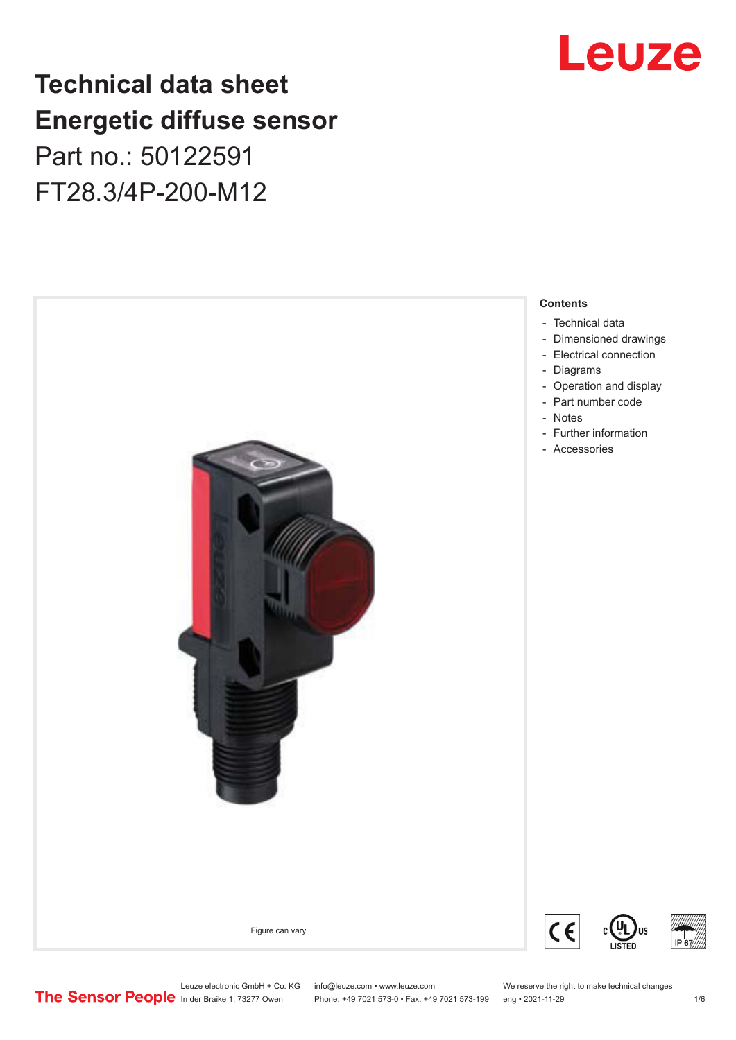# Technical data sheet
# Energetic diffuse sensor

Part no.: 50122591

FT28.3/4P-200-M12

Figure can vary

**Contents**

- Technical data
- Dimensioned drawings
- Electrical connection
- Diagrams
- Operation and display
- Part number code
- Notes
- Further information
- Accessories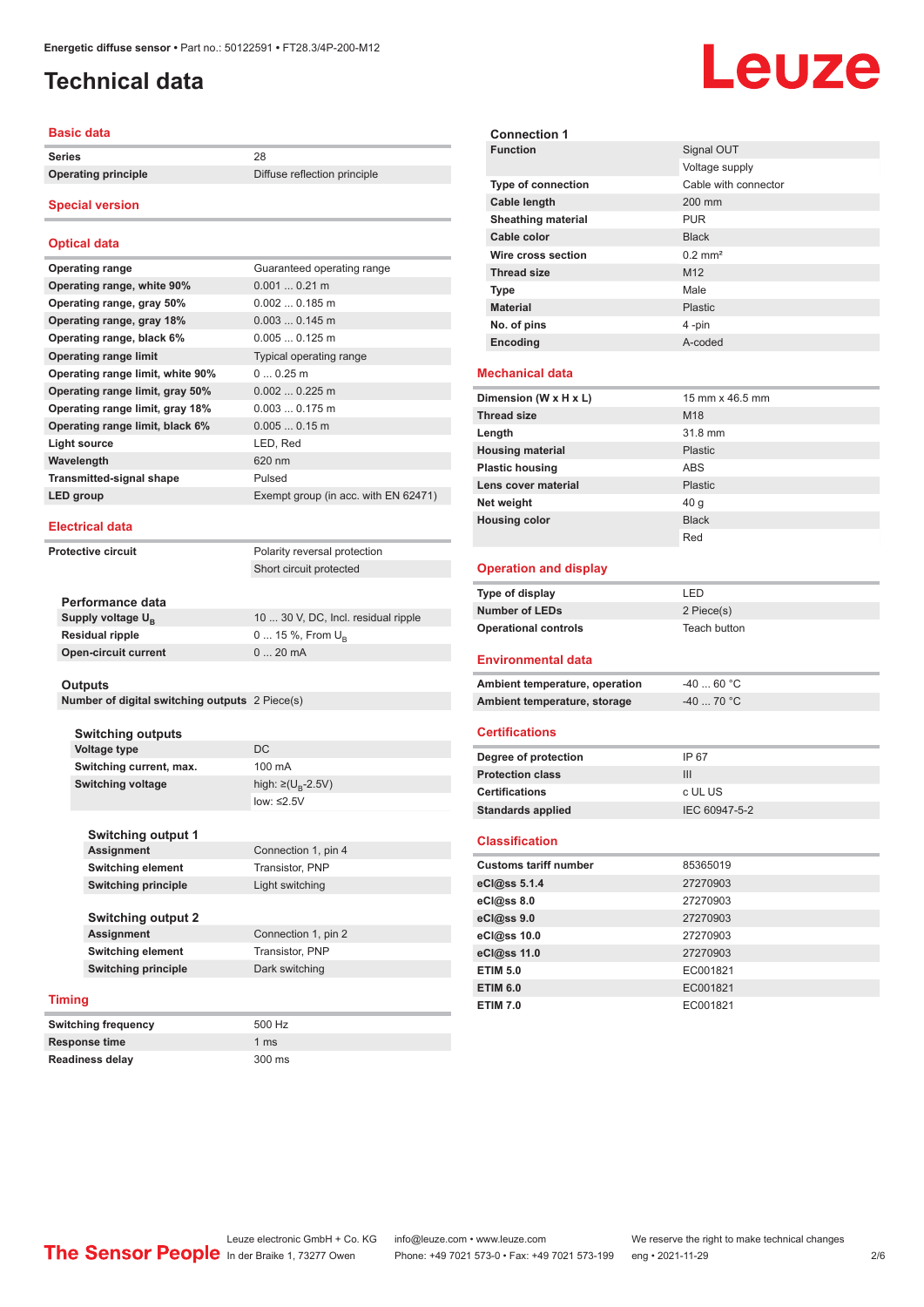# Technical data

## Basic data

| | |
|---|---|
| Series | 28 |
| Operating principle | Diffuse reflection principle |

## Special version

## Optical data

| | |
|---|---|
| Operating range | Guaranteed operating range |
| Operating range, white 90% | 0.001 ... 0.21 m |
| Operating range, gray 50% | 0.002 ... 0.185 m |
| Operating range, gray 18% | 0.003 ... 0.145 m |
| Operating range, black 6% | 0.005 ... 0.125 m |
| Operating range limit | Typical operating range |
| Operating range limit, white 90% | 0 ... 0.25 m |
| Operating range limit, gray 50% | 0.002 ... 0.225 m |
| Operating range limit, gray 18% | 0.003 ... 0.175 m |
| Operating range limit, black 6% | 0.005 ... 0.15 m |
| Light source | LED, Red |
| Wavelength | 620 nm |
| Transmitted-signal shape | Pulsed |
| LED group | Exempt group (in acc. with EN 62471) |

## Electrical data

| | |
|---|---|
| Protective circuit | Polarity reversal protection |
| | Short circuit protected |

### Performance data

| | |
|---|---|
| Supply voltage $U_B$ | 10 ... 30 V, DC, Incl. residual ripple |
| Residual ripple | 0 ... 15 %, From $U_B$ |
| Open-circuit current | 0 ... 20 mA |

### Outputs

| | |
|---|---|
| Number of digital switching outputs | 2 Piece(s) |

### Switching outputs

| | |
|---|---|
| Voltage type | DC |
| Switching current, max. | 100 mA |
| Switching voltage | high: ≥($U_B$-2.5V) |
| | low: ≤2.5V |

### Switching output 1

| | |
|---|---|
| Assignment | Connection 1, pin 4 |
| Switching element | Transistor, PNP |
| Switching principle | Light switching |

### Switching output 2

| | |
|---|---|
| Assignment | Connection 1, pin 2 |
| Switching element | Transistor, PNP |
| Switching principle | Dark switching |

## Timing

| | |
|---|---|
| Switching frequency | 500 Hz |
| Response time | 1 ms |
| Readiness delay | 300 ms |

## Connection

### Connection 1

| | |
|---|---|
| Function | Signal OUT |
| | Voltage supply |
| Type of connection | Cable with connector |
| Cable length | 200 mm |
| Sheathing material | PUR |
| Cable color | Black |
| Wire cross section | 0.2 mm² |
| Thread size | M12 |
| Type | Male |
| Material | Plastic |
| No. of pins | 4 -pin |
| Encoding | A-coded |

## Mechanical data

| | |
|---|---|
| Dimension (W x H x L) | 15 mm x 46.5 mm |
| Thread size | M18 |
| Length | 31.8 mm |
| Housing material | Plastic |
| Plastic housing | ABS |
| Lens cover material | Plastic |
| Net weight | 40 g |
| Housing color | Black |
| | Red |

## Operation and display

| | |
|---|---|
| Type of display | LED |
| Number of LEDs | 2 Piece(s) |
| Operational controls | Teach button |

## Environmental data

| | |
|---|---|
| Ambient temperature, operation | -40 ... 60 °C |
| Ambient temperature, storage | -40 ... 70 °C |

## Certifications

| | |
|---|---|
| Degree of protection | IP 67 |
| Protection class | III |
| Certifications | c UL US |
| Standards applied | IEC 60947-5-2 |

## Classification

| | |
|---|---|
| Customs tariff number | 85365019 |
| eCl@ss 5.1.4 | 27270903 |
| eCl@ss 8.0 | 27270903 |
| eCl@ss 9.0 | 27270903 |
| eCl@ss 10.0 | 27270903 |
| eCl@ss 11.0 | 27270903 |
| ETIM 5.0 | EC001821 |
| ETIM 6.0 | EC001821 |
| ETIM 7.0 | EC001821 |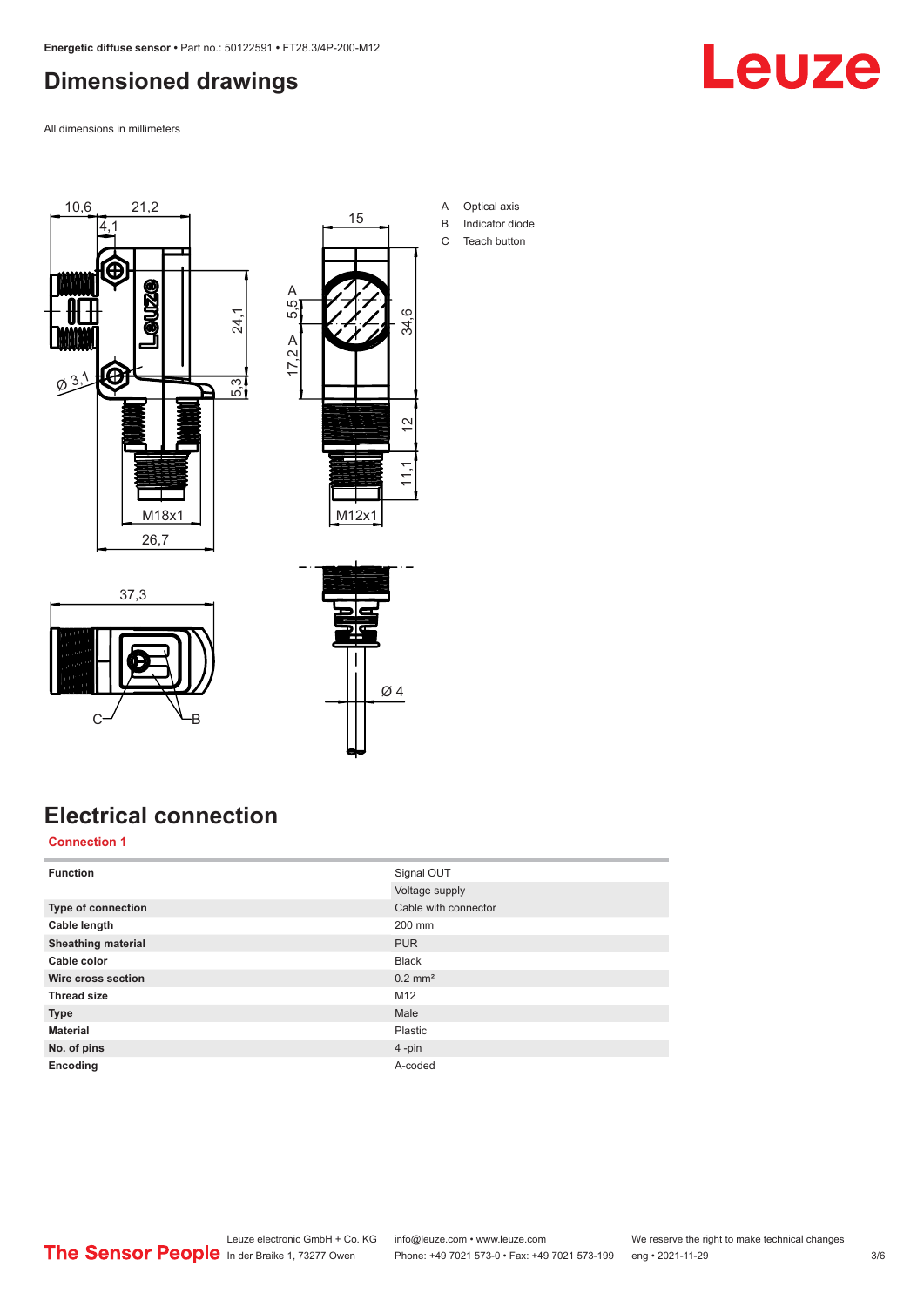# Dimensioned drawings

All dimensions in millimeters

A Optical axis
B Indicator diode
C Teach button

# Electrical connection

## Connection 1

| | |
|---|---|
| **Function** | Signal OUT |
| | Voltage supply |
| **Type of connection** | Cable with connector |
| **Cable length** | 200 mm |
| **Sheathing material** | PUR |
| **Cable color** | Black |
| **Wire cross section** | 0.2 mm² |
| **Thread size** | M12 |
| **Type** | Male |
| **Material** | Plastic |
| **No. of pins** | 4 -pin |
| **Encoding** | A-coded |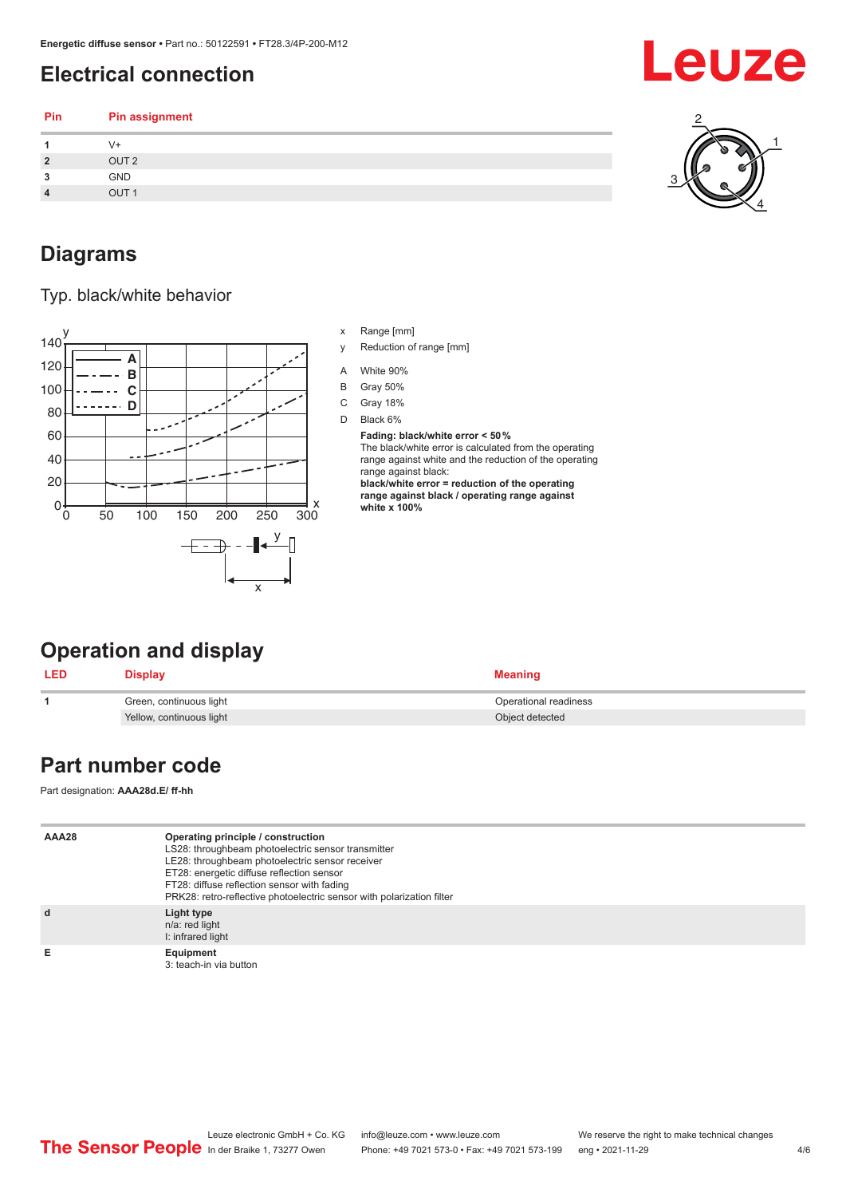## Electrical connection

| Pin | Pin assignment |
|---|---|
| 1 | V+ |
| 2 | OUT 2 |
| 3 | GND |
| 4 | OUT 1 |

## Diagrams

### Typ. black/white behavior

x Range [mm]

y Reduction of range [mm]

A White 90%

B Gray 50%

C Gray 18%

D Black 6%

**Fading: black/white error < 50 %**
The black/white error is calculated from the operating range against white and the reduction of the operating range against black:
**black/white error = reduction of the operating range against black / operating range against white x 100%**

## Operation and display

| LED | Display | Meaning |
|---|---|---|
| 1 | Green, continuous light | Operational readiness |
| | Yellow, continuous light | Object detected |

## Part number code

Part designation: **AAA28d.E/ ff-hh**

| | |
|---|---|
| **AAA28** | **Operating principle / construction**<br>LS28: throughbeam photoelectric sensor transmitter<br>LE28: throughbeam photoelectric sensor receiver<br>ET28: energetic diffuse reflection sensor<br>FT28: diffuse reflection sensor with fading<br>PRK28: retro-reflective photoelectric sensor with polarization filter |
| **d** | **Light type**<br>n/a: red light<br>I: infrared light |
| **E** | **Equipment**<br>3: teach-in via button |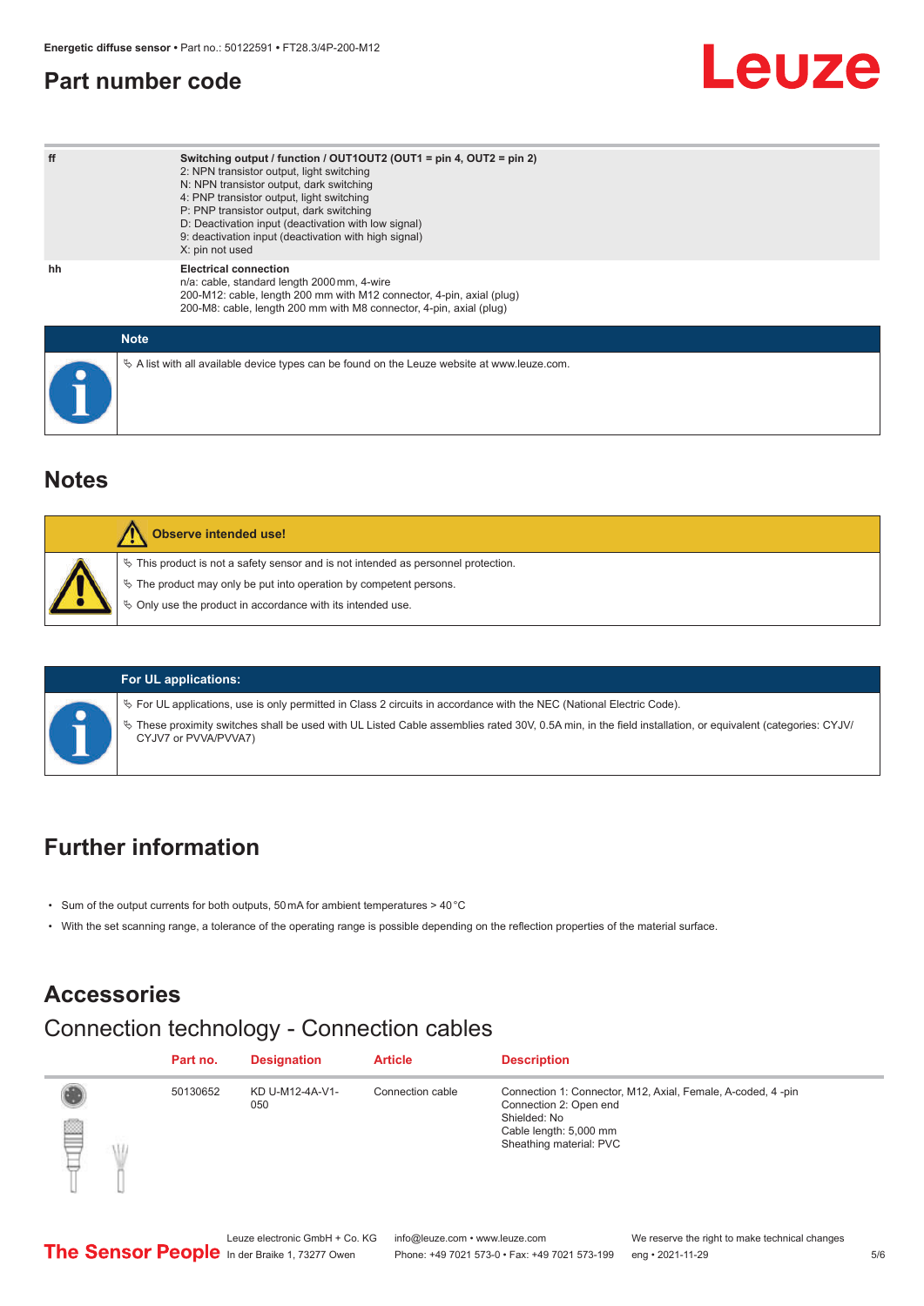## Part number code

| | |
|---|---|
| ff | **Switching output / function / OUT1OUT2 (OUT1 = pin 4, OUT2 = pin 2)**<br>2: NPN transistor output, light switching<br>N: NPN transistor output, dark switching<br>4: PNP transistor output, light switching<br>P: PNP transistor output, dark switching<br>D: Deactivation input (deactivation with low signal)<br>9: deactivation input (deactivation with high signal)<br>X: pin not used |
| hh | **Electrical connection**<br>n/a: cable, standard length 2000 mm, 4-wire<br>200-M12: cable, length 200 mm with M12 connector, 4-pin, axial (plug)<br>200-M8: cable, length 200 mm with M8 connector, 4-pin, axial (plug) |

**Note**

- A list with all available device types can be found on the Leuze website at www.leuze.com.

## Notes

**Observe intended use!**

- This product is not a safety sensor and is not intended as personnel protection.
- The product may only be put into operation by competent persons.
- Only use the product in accordance with its intended use.

**For UL applications:**

- For UL applications, use is only permitted in Class 2 circuits in accordance with the NEC (National Electric Code).
- These proximity switches shall be used with UL Listed Cable assemblies rated 30V, 0.5A min, in the field installation, or equivalent (categories: CYJV/ CYJV7 or PVVA/PVVA7)

## Further information

- Sum of the output currents for both outputs, 50 mA for ambient temperatures > 40 °C
- With the set scanning range, a tolerance of the operating range is possible depending on the reflection properties of the material surface.

## Accessories

### Connection technology - Connection cables

| | Part no. | Designation | Article | Description |
|---|---|---|---|---|
| | 50130652 | KD U-M12-4A-V1-050 | Connection cable | Connection 1: Connector, M12, Axial, Female, A-coded, 4 -pin<br>Connection 2: Open end<br>Shielded: No<br>Cable length: 5,000 mm<br>Sheathing material: PVC |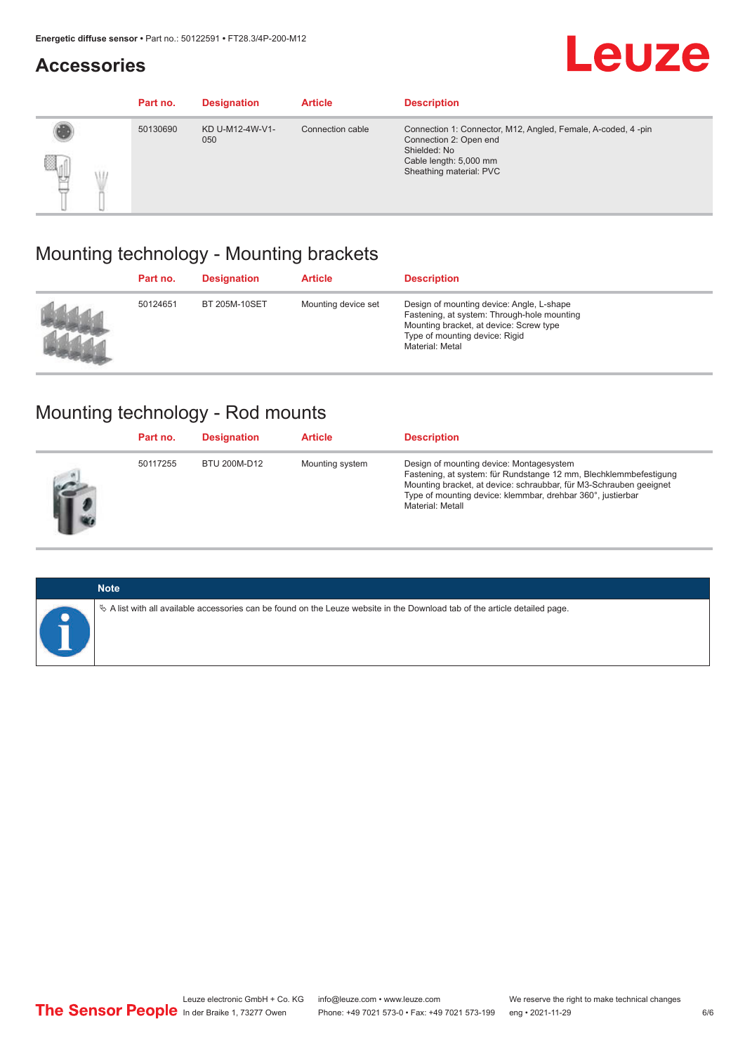## Accessories

| | Part no. | Designation | Article | Description |
|---|---|---|---|---|
| | 50130690 | KD U-M12-4W-V1-050 | Connection cable | Connection 1: Connector, M12, Angled, Female, A-coded, 4 -pin<br>Connection 2: Open end<br>Shielded: No<br>Cable length: 5,000 mm<br>Sheathing material: PVC |

## Mounting technology - Mounting brackets

| | Part no. | Designation | Article | Description |
|---|---|---|---|---|
| | 50124651 | BT 205M-10SET | Mounting device set | Design of mounting device: Angle, L-shape<br>Fastening, at system: Through-hole mounting<br>Mounting bracket, at device: Screw type<br>Type of mounting device: Rigid<br>Material: Metal |

## Mounting technology - Rod mounts

| | Part no. | Designation | Article | Description |
|---|---|---|---|---|
| | 50117255 | BTU 200M-D12 | Mounting system | Design of mounting device: Montagesystem<br>Fastening, at system: für Rundstange 12 mm, Blechklemmbefestigung<br>Mounting bracket, at device: schraubbar, für M3-Schrauben geeignet<br>Type of mounting device: klemmbar, drehbar 360°, justierbar<br>Material: Metall |

**Note**

✎ A list with all available accessories can be found on the Leuze website in the Download tab of the article detailed page.